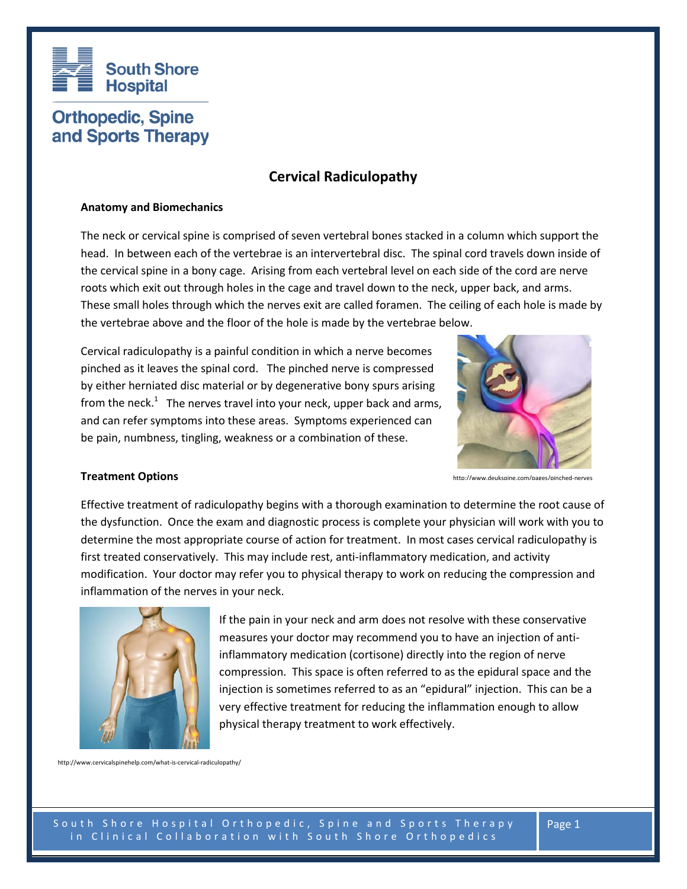# Cervical Radiculopathy

### Anatomy and Biomechanics

The neck or cervical spine is comprised of seven vertebral bones stacked in a column which support the head. In between each of the vertebrae is an intervertebral disc. The spinal cord travels down inside of the cervical spine in a bony cage. Arising from each vertebral level on each side of the cord are nerve roots which exit out through holes in the cage and travel down to the neck, upper back, and arms. These small holes through which the nerves exit are called foramen. The ceiling of each hole is made by the vertebrae above and the floor of the hole is made by the vertebrae below.

Cervical radiculopathy is a painful condition in which a nerve becomes pinched as it leaves the spinal cord. The pinched nerve is compressed by either herniated disc material or by degenerative bony spurs arising from the neck.[1] The nerves travel into your neck, upper back and arms, and can refer symptoms into these areas. Symptoms experienced can be pain, numbness, tingling, weakness or a combination of these.

http://www.deukspine.com/pages/pinched-nerves

### Treatment Options

Effective treatment of radiculopathy begins with a thorough examination to determine the root cause of the dysfunction. Once the exam and diagnostic process is complete your physician will work with you to determine the most appropriate course of action for treatment. In most cases cervical radiculopathy is first treated conservatively. This may include rest, anti-inflammatory medication, and activity modification. Your doctor may refer you to physical therapy to work on reducing the compression and inflammation of the nerves in your neck.

If the pain in your neck and arm does not resolve with these conservative measures your doctor may recommend you to have an injection of anti-inflammatory medication (cortisone) directly into the region of nerve compression. This space is often referred to as the epidural space and the injection is sometimes referred to as an "epidural" injection. This can be a very effective treatment for reducing the inflammation enough to allow physical therapy treatment to work effectively.

http://www.cervicalspinehelp.com/what-is-cervical-radiculopathy/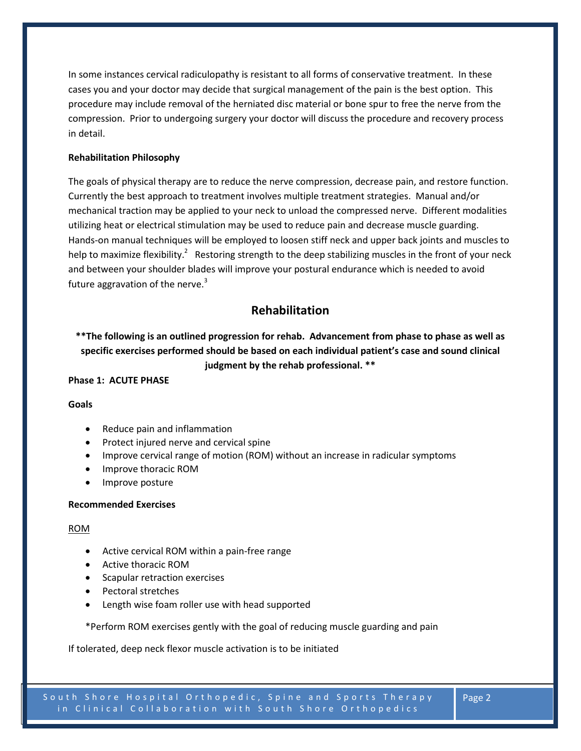In some instances cervical radiculopathy is resistant to all forms of conservative treatment. In these cases you and your doctor may decide that surgical management of the pain is the best option. This procedure may include removal of the herniated disc material or bone spur to free the nerve from the compression. Prior to undergoing surgery your doctor will discuss the procedure and recovery process in detail.

**Rehabilitation Philosophy**

The goals of physical therapy are to reduce the nerve compression, decrease pain, and restore function. Currently the best approach to treatment involves multiple treatment strategies. Manual and/or mechanical traction may be applied to your neck to unload the compressed nerve. Different modalities utilizing heat or electrical stimulation may be used to reduce pain and decrease muscle guarding. Hands-on manual techniques will be employed to loosen stiff neck and upper back joints and muscles to help to maximize flexibility.[2] Restoring strength to the deep stabilizing muscles in the front of your neck and between your shoulder blades will improve your postural endurance which is needed to avoid future aggravation of the nerve.[3]

## Rehabilitation

**\*\*The following is an outlined progression for rehab. Advancement from phase to phase as well as specific exercises performed should be based on each individual patient's case and sound clinical judgment by the rehab professional. \*\***

**Phase 1: ACUTE PHASE**

**Goals**

- Reduce pain and inflammation
- Protect injured nerve and cervical spine
- Improve cervical range of motion (ROM) without an increase in radicular symptoms
- Improve thoracic ROM
- Improve posture

**Recommended Exercises**

<u>ROM</u>

- Active cervical ROM within a pain-free range
- Active thoracic ROM
- Scapular retraction exercises
- Pectoral stretches
- Length wise foam roller use with head supported

*Perform ROM exercises gently with the goal of reducing muscle guarding and pain

If tolerated, deep neck flexor muscle activation is to be initiated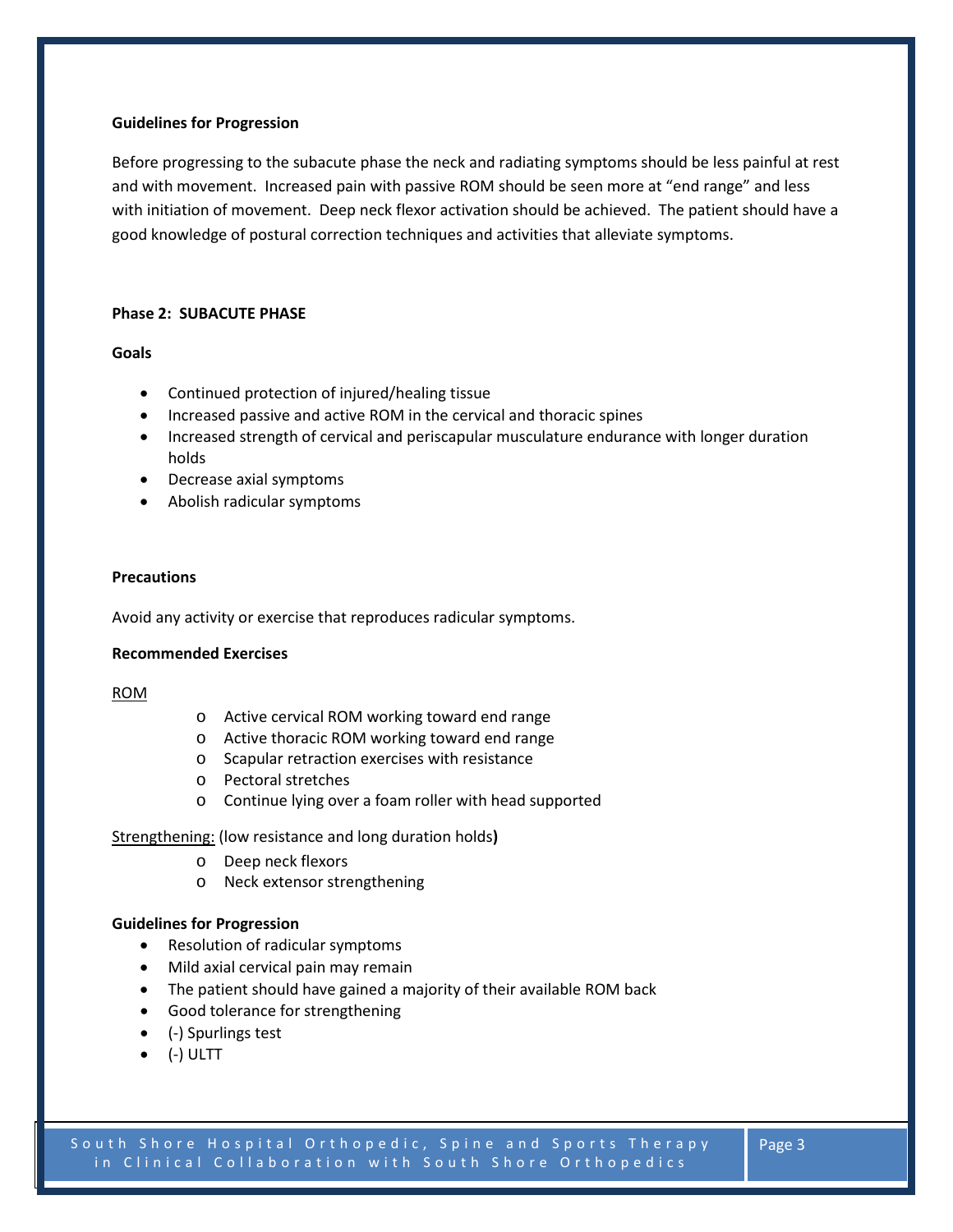**Guidelines for Progression**

Before progressing to the subacute phase the neck and radiating symptoms should be less painful at rest and with movement. Increased pain with passive ROM should be seen more at "end range" and less with initiation of movement. Deep neck flexor activation should be achieved. The patient should have a good knowledge of postural correction techniques and activities that alleviate symptoms.

**Phase 2: SUBACUTE PHASE**

**Goals**

- Continued protection of injured/healing tissue
- Increased passive and active ROM in the cervical and thoracic spines
- Increased strength of cervical and periscapular musculature endurance with longer duration holds
- Decrease axial symptoms
- Abolish radicular symptoms

**Precautions**

Avoid any activity or exercise that reproduces radicular symptoms.

**Recommended Exercises**

<u>ROM</u>

- Active cervical ROM working toward end range
- Active thoracic ROM working toward end range
- Scapular retraction exercises with resistance
- Pectoral stretches
- Continue lying over a foam roller with head supported

<u>Strengthening:</u> (low resistance and long duration holds**)**

- Deep neck flexors
- Neck extensor strengthening

**Guidelines for Progression**

- Resolution of radicular symptoms
- Mild axial cervical pain may remain
- The patient should have gained a majority of their available ROM back
- Good tolerance for strengthening
- (-) Spurlings test
- (-) ULTT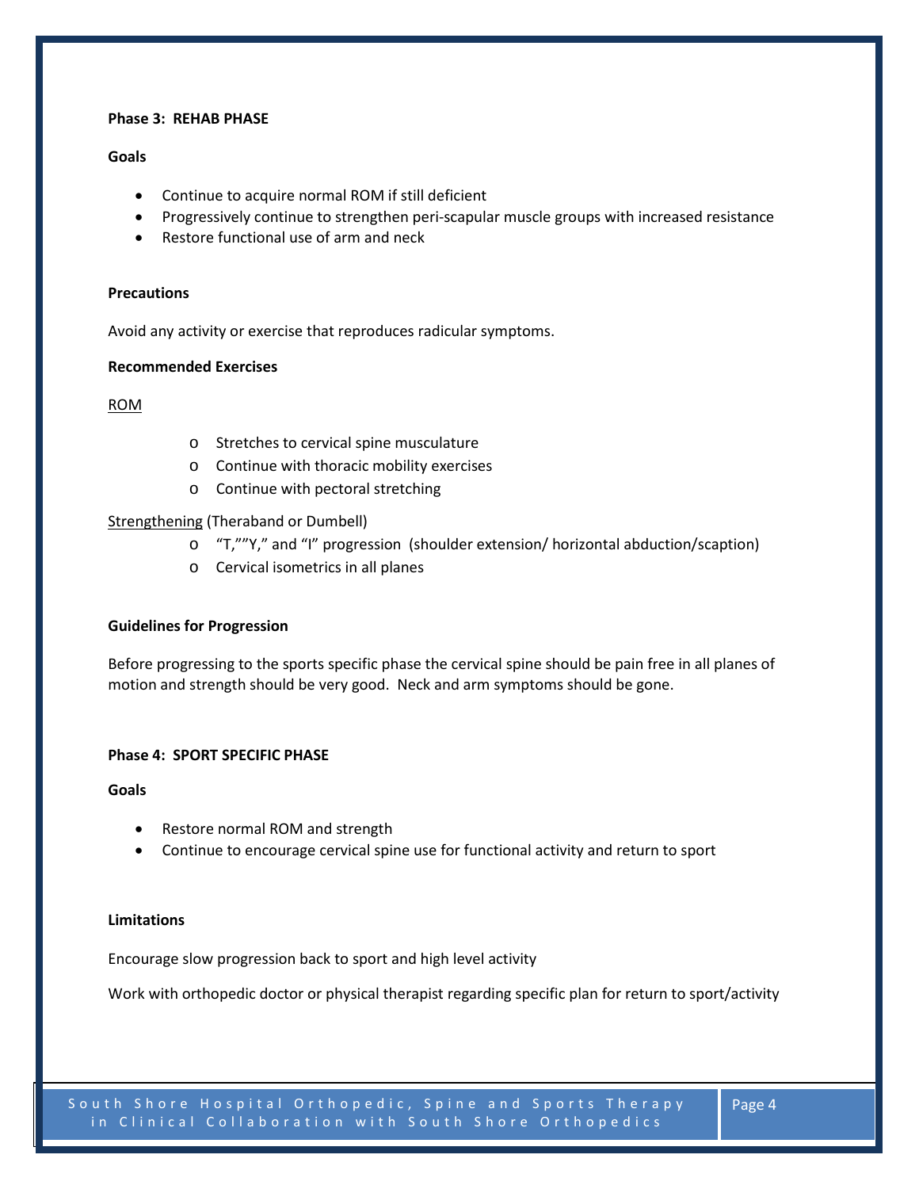**Phase 3: REHAB PHASE**

**Goals**

- Continue to acquire normal ROM if still deficient
- Progressively continue to strengthen peri-scapular muscle groups with increased resistance
- Restore functional use of arm and neck

**Precautions**

Avoid any activity or exercise that reproduces radicular symptoms.

**Recommended Exercises**

ROM

- o Stretches to cervical spine musculature
- o Continue with thoracic mobility exercises
- o Continue with pectoral stretching

Strengthening (Theraband or Dumbell)

- o "T,""Y," and "I" progression (shoulder extension/ horizontal abduction/scaption)
- o Cervical isometrics in all planes

**Guidelines for Progression**

Before progressing to the sports specific phase the cervical spine should be pain free in all planes of motion and strength should be very good. Neck and arm symptoms should be gone.

**Phase 4: SPORT SPECIFIC PHASE**

**Goals**

- Restore normal ROM and strength
- Continue to encourage cervical spine use for functional activity and return to sport

**Limitations**

Encourage slow progression back to sport and high level activity

Work with orthopedic doctor or physical therapist regarding specific plan for return to sport/activity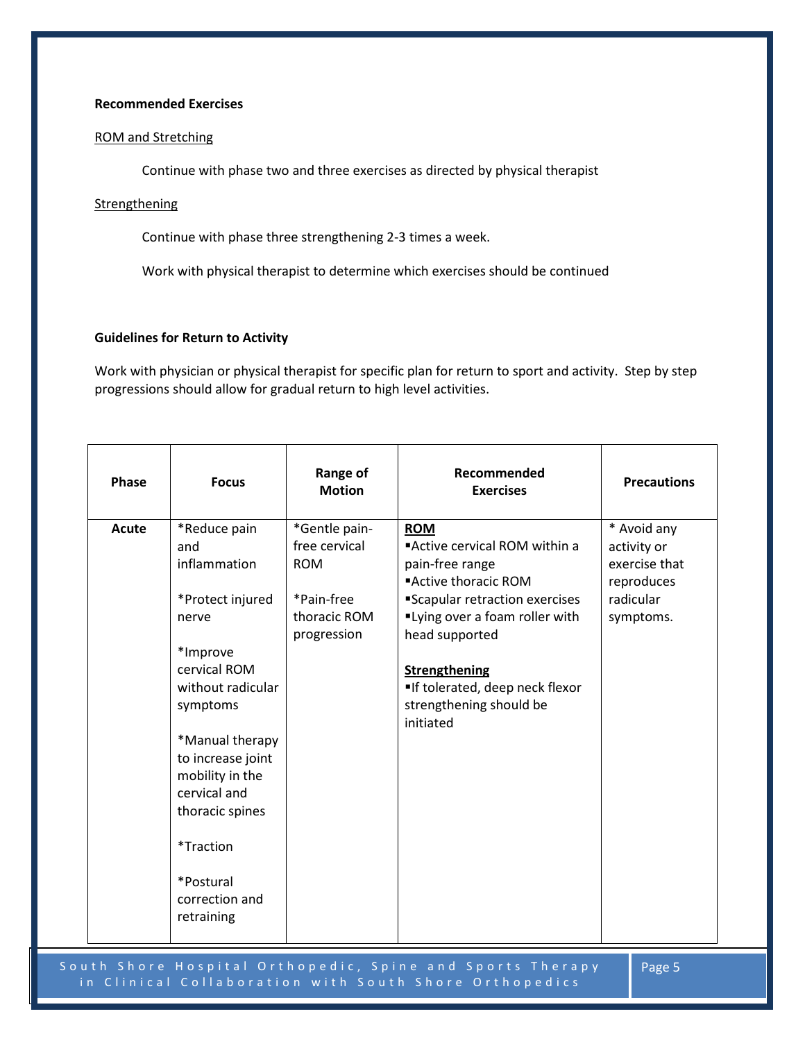**Recommended Exercises**

ROM and Stretching

Continue with phase two and three exercises as directed by physical therapist

Strengthening

Continue with phase three strengthening 2-3 times a week.

Work with physical therapist to determine which exercises should be continued

**Guidelines for Return to Activity**

Work with physician or physical therapist for specific plan for return to sport and activity. Step by step progressions should allow for gradual return to high level activities.

| Phase | Focus | Range of Motion | Recommended Exercises | Precautions |
|---|---|---|---|---|
| **Acute** | *Reduce pain and inflammation<br><br>*Protect injured nerve<br><br>*Improve cervical ROM without radicular symptoms<br><br>*Manual therapy to increase joint mobility in the cervical and thoracic spines<br><br>*Traction<br><br>*Postural correction and retraining | *Gentle pain-free cervical ROM<br><br>*Pain-free thoracic ROM progression | **ROM**<br>▪Active cervical ROM within a pain-free range<br>▪Active thoracic ROM<br>▪Scapular retraction exercises<br>▪Lying over a foam roller with head supported<br><br>**Strengthening**<br>▪If tolerated, deep neck flexor strengthening should be initiated | * Avoid any activity or exercise that reproduces radicular symptoms. |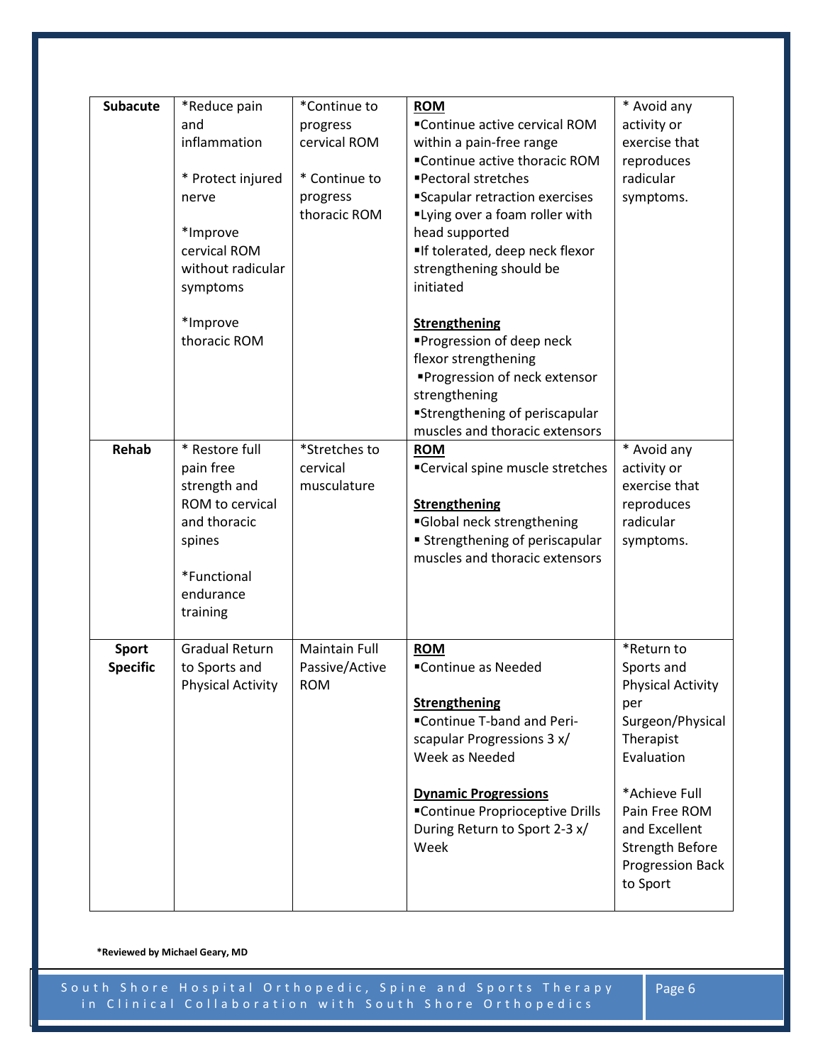| **Subacute** | *Reduce pain and inflammation<br><br>* Protect injured nerve<br><br>*Improve cervical ROM without radicular symptoms<br><br>*Improve thoracic ROM | *Continue to progress cervical ROM<br><br>* Continue to progress thoracic ROM | **ROM**<br>▪Continue active cervical ROM within a pain-free range<br>▪Continue active thoracic ROM<br>▪Pectoral stretches<br>▪Scapular retraction exercises<br>▪Lying over a foam roller with head supported<br>▪If tolerated, deep neck flexor strengthening should be initiated<br><br>**Strengthening**<br>▪Progression of deep neck flexor strengthening<br>▪Progression of neck extensor strengthening<br>▪Strengthening of periscapular muscles and thoracic extensors | * Avoid any activity or exercise that reproduces radicular symptoms. |
|---|---|---|---|---|
| **Rehab** | * Restore full pain free strength and ROM to cervical and thoracic spines<br><br>*Functional endurance training | *Stretches to cervical musculature | **ROM**<br>▪Cervical spine muscle stretches<br><br>**Strengthening**<br>▪Global neck strengthening<br>▪ Strengthening of periscapular muscles and thoracic extensors | * Avoid any activity or exercise that reproduces radicular symptoms. |
| **Sport Specific** | Gradual Return to Sports and Physical Activity | Maintain Full Passive/Active ROM | **ROM**<br>▪Continue as Needed<br><br>**Strengthening**<br>▪Continue T-band and Peri-scapular Progressions 3 x/ Week as Needed<br><br>**Dynamic Progressions**<br>▪Continue Proprioceptive Drills During Return to Sport 2-3 x/ Week | *Return to Sports and Physical Activity per Surgeon/Physical Therapist Evaluation<br><br>*Achieve Full Pain Free ROM and Excellent Strength Before Progression Back to Sport |

**\*Reviewed by Michael Geary, MD**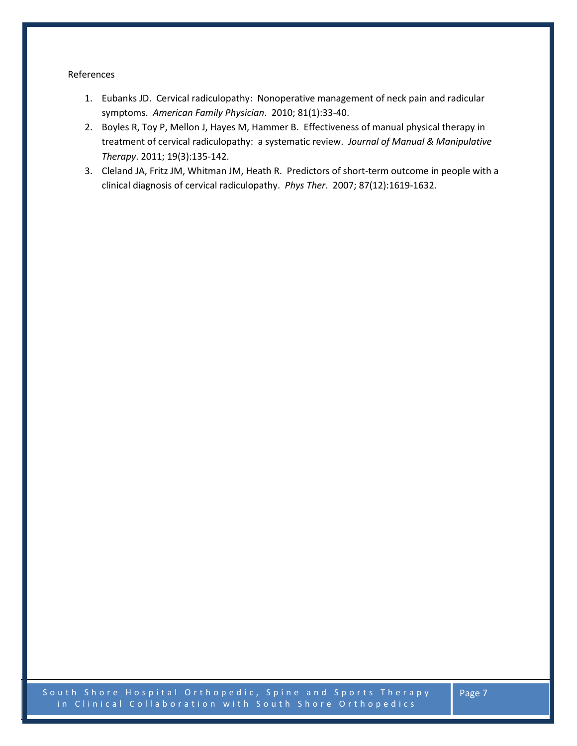References

1. Eubanks JD. Cervical radiculopathy: Nonoperative management of neck pain and radicular symptoms. *American Family Physician*. 2010; 81(1):33-40.
2. Boyles R, Toy P, Mellon J, Hayes M, Hammer B. Effectiveness of manual physical therapy in treatment of cervical radiculopathy: a systematic review. *Journal of Manual & Manipulative Therapy*. 2011; 19(3):135-142.
3. Cleland JA, Fritz JM, Whitman JM, Heath R. Predictors of short-term outcome in people with a clinical diagnosis of cervical radiculopathy. *Phys Ther*. 2007; 87(12):1619-1632.